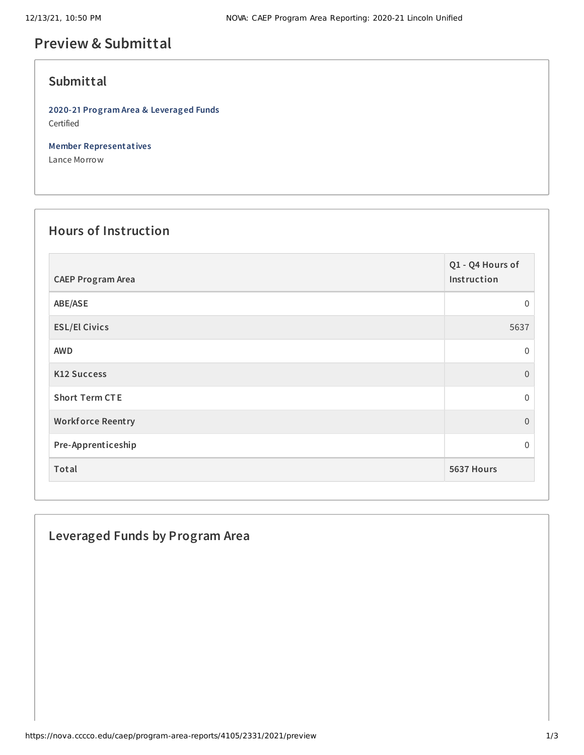# Preview & Submittal

## Submittal

**2020-21 Program Area & Leveraged Funds**
Certified

**Member Representatives**
Lance Morrow

## Hours of Instruction

| CAEP Program Area | Q1 - Q4 Hours of Instruction |
|---|---|
| ABE/ASE | 0 |
| ESL/El Civics | 5637 |
| AWD | 0 |
| K12 Success | 0 |
| Short Term CTE | 0 |
| Workforce Reentry | 0 |
| Pre-Apprenticeship | 0 |
| **Total** | **5637 Hours** |

## Leveraged Funds by Program Area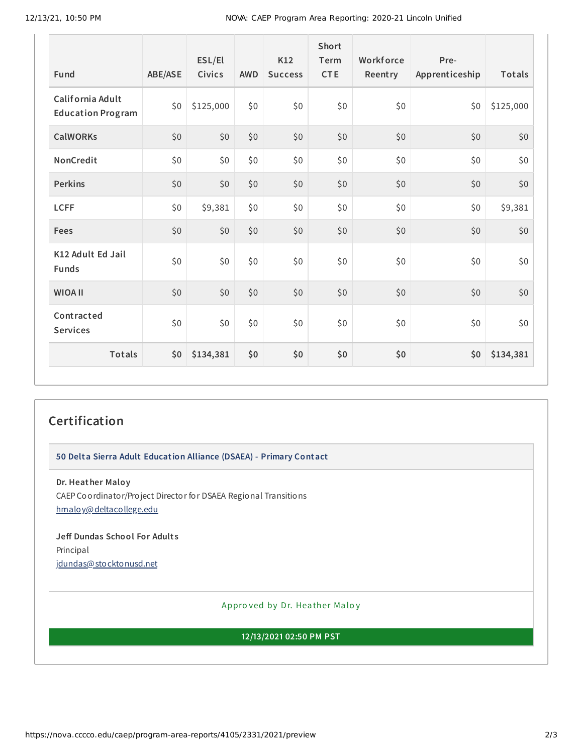| Fund | ABE/ASE | ESL/El Civics | AWD | K12 Success | Short Term CTE | Workforce Reentry | Pre-Apprenticeship | Totals |
|---|---|---|---|---|---|---|---|---|
| California Adult Education Program | $0 | $125,000 | $0 | $0 | $0 | $0 | $0 | $125,000 |
| CalWORKs | $0 | $0 | $0 | $0 | $0 | $0 | $0 | $0 |
| NonCredit | $0 | $0 | $0 | $0 | $0 | $0 | $0 | $0 |
| Perkins | $0 | $0 | $0 | $0 | $0 | $0 | $0 | $0 |
| LCFF | $0 | $9,381 | $0 | $0 | $0 | $0 | $0 | $9,381 |
| Fees | $0 | $0 | $0 | $0 | $0 | $0 | $0 | $0 |
| K12 Adult Ed Jail Funds | $0 | $0 | $0 | $0 | $0 | $0 | $0 | $0 |
| WIOA II | $0 | $0 | $0 | $0 | $0 | $0 | $0 | $0 |
| Contracted Services | $0 | $0 | $0 | $0 | $0 | $0 | $0 | $0 |
| **Totals** | **$0** | **$134,381** | **$0** | **$0** | **$0** | **$0** | **$0** | **$134,381** |

## Certification

**50 Delta Sierra Adult Education Alliance (DSAEA) - Primary Contact**

**Dr. Heather Maloy**
CAEP Coordinator/Project Director for DSAEA Regional Transitions
hmaloy@deltacollege.edu

**Jeff Dundas School For Adults**
Principal
jdundas@stocktonusd.net

Approved by Dr. Heather Maloy

**12/13/2021 02:50 PM PST**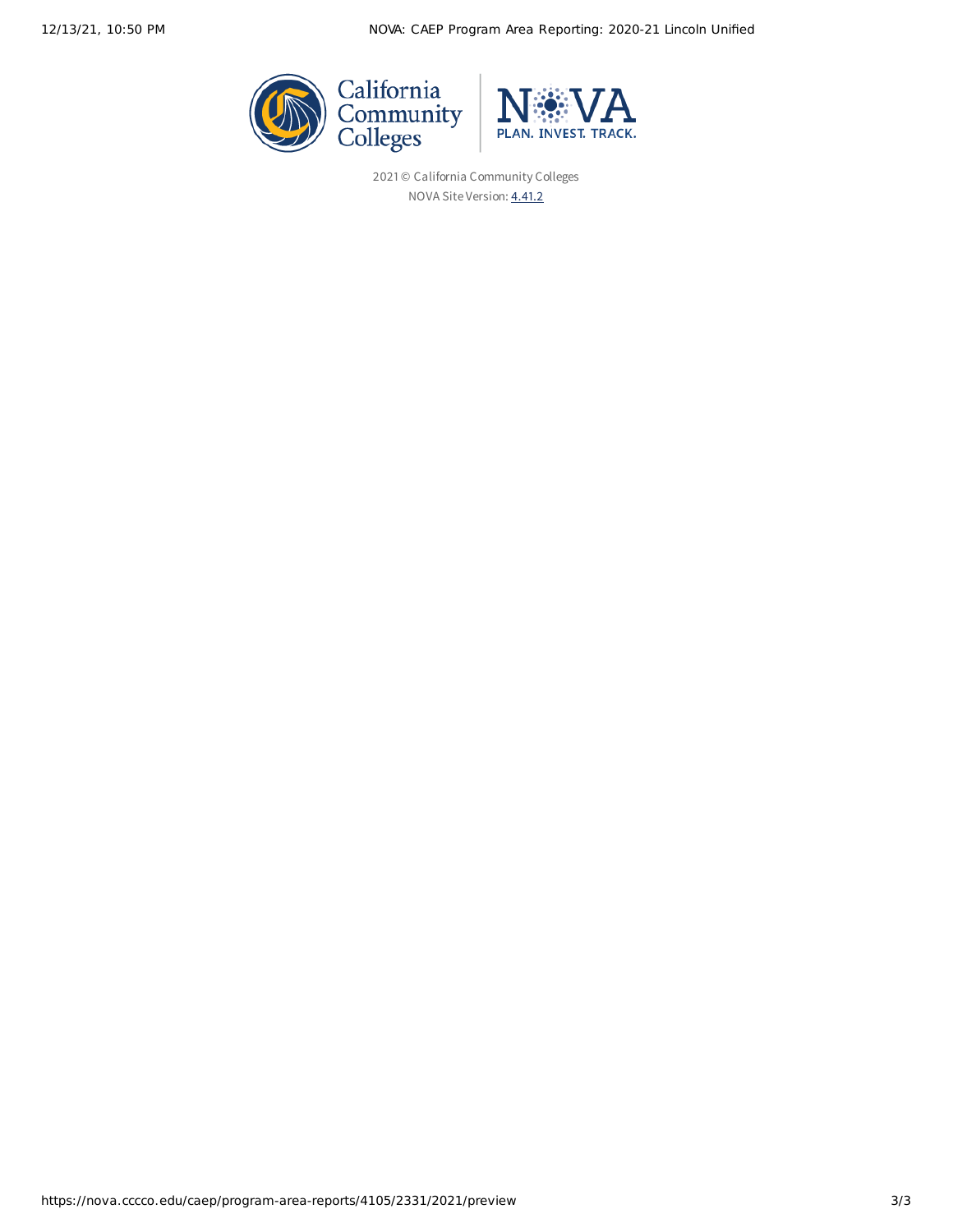California Community Colleges | NOVA PLAN. INVEST. TRACK.

2021 © California Community Colleges

NOVA Site Version: 4.41.2